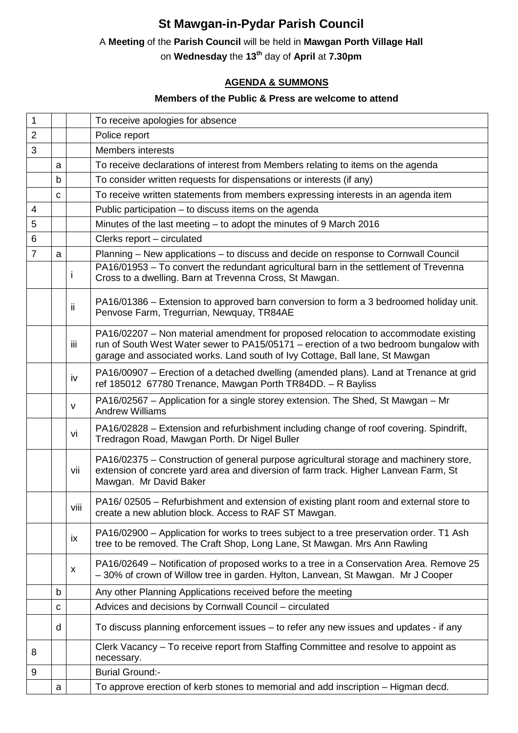# St Mawgan-in-Pydar Parish Council

A **Meeting** of the **Parish Council** will be held in **Mawgan Porth Village Hall**

on **Wednesday** the **13th** day of **April** at **7.30pm**

**AGENDA & SUMMONS**

**Members of the Public & Press are welcome to attend**

| | | | |
|---|---|---|---|
| 1 | | | To receive apologies for absence |
| 2 | | | Police report |
| 3 | | | Members interests |
| | a | | To receive declarations of interest from Members relating to items on the agenda |
| | b | | To consider written requests for dispensations or interests (if any) |
| | c | | To receive written statements from members expressing interests in an agenda item |
| 4 | | | Public participation – to discuss items on the agenda |
| 5 | | | Minutes of the last meeting – to adopt the minutes of 9 March 2016 |
| 6 | | | Clerks report – circulated |
| 7 | a | | Planning – New applications – to discuss and decide on response to Cornwall Council |
| | | i | PA16/01953 – To convert the redundant agricultural barn in the settlement of Trevenna Cross to a dwelling. Barn at Trevenna Cross, St Mawgan. |
| | | ii | PA16/01386 – Extension to approved barn conversion to form a 3 bedroomed holiday unit. Penvose Farm, Tregurrian, Newquay, TR84AE |
| | | iii | PA16/02207 – Non material amendment for proposed relocation to accommodate existing run of South West Water sewer to PA15/05171 – erection of a two bedroom bungalow with garage and associated works. Land south of Ivy Cottage, Ball lane, St Mawgan |
| | | iv | PA16/00907 – Erection of a detached dwelling (amended plans). Land at Trenance at grid ref 185012 67780 Trenance, Mawgan Porth TR84DD. – R Bayliss |
| | | v | PA16/02567 – Application for a single storey extension. The Shed, St Mawgan – Mr Andrew Williams |
| | | vi | PA16/02828 – Extension and refurbishment including change of roof covering. Spindrift, Tredragon Road, Mawgan Porth. Dr Nigel Buller |
| | | vii | PA16/02375 – Construction of general purpose agricultural storage and machinery store, extension of concrete yard area and diversion of farm track. Higher Lanvean Farm, St Mawgan. Mr David Baker |
| | | viii | PA16/ 02505 – Refurbishment and extension of existing plant room and external store to create a new ablution block. Access to RAF ST Mawgan. |
| | | ix | PA16/02900 – Application for works to trees subject to a tree preservation order. T1 Ash tree to be removed. The Craft Shop, Long Lane, St Mawgan. Mrs Ann Rawling |
| | | x | PA16/02649 – Notification of proposed works to a tree in a Conservation Area. Remove 25 – 30% of crown of Willow tree in garden. Hylton, Lanvean, St Mawgan. Mr J Cooper |
| | b | | Any other Planning Applications received before the meeting |
| | c | | Advices and decisions by Cornwall Council – circulated |
| | d | | To discuss planning enforcement issues – to refer any new issues and updates - if any |
| 8 | | | Clerk Vacancy – To receive report from Staffing Committee and resolve to appoint as necessary. |
| 9 | | | Burial Ground:- |
| | a | | To approve erection of kerb stones to memorial and add inscription – Higman decd. |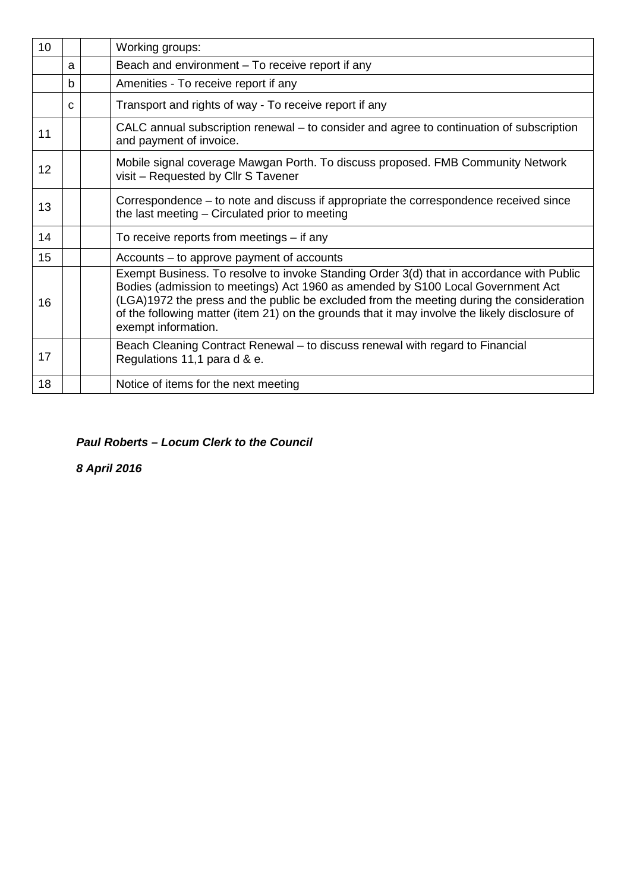| | | | |
|---|---|---|---|
| 10 | | | Working groups: |
| | a | | Beach and environment – To receive report if any |
| | b | | Amenities - To receive report if any |
| | c | | Transport and rights of way - To receive report if any |
| 11 | | | CALC annual subscription renewal – to consider and agree to continuation of subscription and payment of invoice. |
| 12 | | | Mobile signal coverage Mawgan Porth. To discuss proposed. FMB Community Network visit – Requested by Cllr S Tavener |
| 13 | | | Correspondence – to note and discuss if appropriate the correspondence received since the last meeting – Circulated prior to meeting |
| 14 | | | To receive reports from meetings – if any |
| 15 | | | Accounts – to approve payment of accounts |
| 16 | | | Exempt Business. To resolve to invoke Standing Order 3(d) that in accordance with Public Bodies (admission to meetings) Act 1960 as amended by S100 Local Government Act (LGA)1972 the press and the public be excluded from the meeting during the consideration of the following matter (item 21) on the grounds that it may involve the likely disclosure of exempt information. |
| 17 | | | Beach Cleaning Contract Renewal – to discuss renewal with regard to Financial Regulations 11,1 para d & e. |
| 18 | | | Notice of items for the next meeting |

***Paul Roberts – Locum Clerk to the Council***

***8 April 2016***